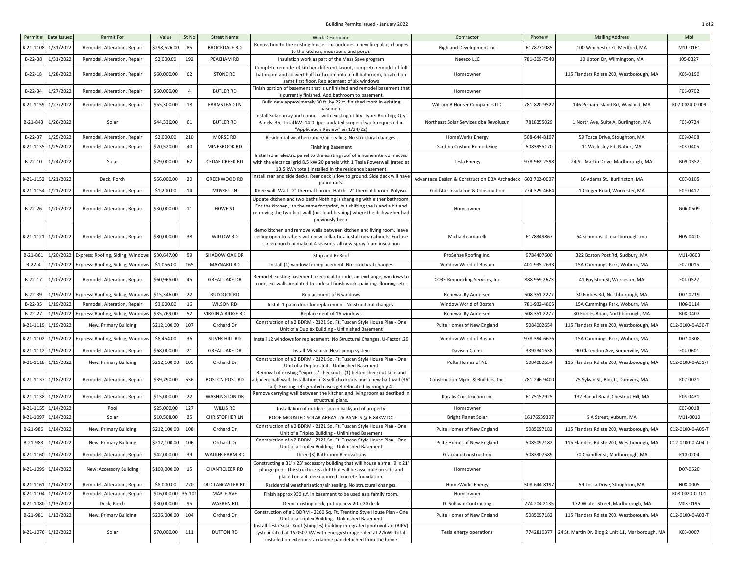# Building Permits Issued - January 2022

| Permit # | Date Issued | Permit For | Value | St No | Street Name | Work Description | Contractor | Phone # | Mailing Address | Mbl |
|---|---|---|---|---|---|---|---|---|---|---|
| B-21-1108 | 1/31/2022 | Remodel, Alteration, Repair | $298,526.00 | 85 | BROOKDALE RD | Renovation to the existing house. This includes a new firepalce, changes to the kitchen, mudroom, and porch. | Highland Development Inc | 6178771085 | 100 Winchester St, Medford, MA | M11-0161 |
| B-22-38 | 1/31/2022 | Remodel, Alteration, Repair | $2,000.00 | 192 | PEAKHAM RD | Insulation work as part of the Mass Save program | Neeeco LLC | 781-309-7540 | 10 Upton Dr, Wilmington, MA | J05-0327 |
| B-22-18 | 1/28/2022 | Remodel, Alteration, Repair | $60,000.00 | 62 | STONE RD | Complete remodel of kitchen different layout, complete remodel of full bathroom and convert half bathroom into a full bathroom, located on same first floor. Replacement of six windows | Homeowner | | 115 Flanders Rd ste 200, Westborough, MA | K05-0190 |
| B-22-34 | 1/27/2022 | Remodel, Alteration, Repair | $60,000.00 | 4 | BUTLER RD | Finish portion of basement that is unfinished and remodel basement that is currently finished. Add bathroom to basement. | Homeowner | | | F06-0702 |
| B-21-1159 | 1/27/2022 | Remodel, Alteration, Repair | $55,300.00 | 18 | FARMSTEAD LN | Build new approximately 30 ft. by 22 ft. finished room in existing basement | William B Houser Companies LLC | 781-820-9522 | 146 Pelham Island Rd, Wayland, MA | K07-0024-0-009 |
| B-21-843 | 1/26/2022 | Solar | $44,336.00 | 61 | BUTLER RD | Install Solar array and connect with existing utility. Type: Rooftop; Qty. Panels: 35; Total kW: 14.0. (per updated scope of work requested in "Application Review" on 1/24/22) | Northeast Solar Services dba Revolusun | 7818255029 | 1 North Ave, Suite A, Burlington, MA | F05-0724 |
| B-22-37 | 1/25/2022 | Remodel, Alteration, Repair | $2,000.00 | 210 | MORSE RD | Residential weatherization/air sealing. No structural changes. | HomeWorks Energy | 508-644-8197 | 59 Tosca Drive, Stoughton, MA | E09-0408 |
| B-21-1135 | 1/25/2022 | Remodel, Alteration, Repair | $20,520.00 | 40 | MINEBROOK RD | Finishing Basement | Sardina Custom Remodeling | 5083955170 | 11 Wellesley Rd, Natick, MA | F08-0405 |
| B-22-10 | 1/24/2022 | Solar | $29,000.00 | 62 | CEDAR CREEK RD | Install solar electric panel to the existing roof of a home interconnected with the electrical grid 8.5 kW 20 panels with 1 Tesla Powerwall (rated at 13.5 kWh total) installed in the residence basement | Tesla Energy | 978-962-2598 | 24 St. Martin Drive, Marlborough, MA | B09-0352 |
| B-21-1152 | 1/21/2022 | Deck, Porch | $66,000.00 | 20 | GREENWOOD RD | Install rear and side decks. Rear deck is low to ground. Side deck will have guard rails. | Advantage Design & Construction DBA Archadeck | 603 702-0007 | 16 Adams St., Burlington, MA | C07-0105 |
| B-21-1154 | 1/21/2022 | Remodel, Alteration, Repair | $1,200.00 | 14 | MUSKET LN | Knee wall. Wall - 2" thermal barrier, Hatch - 2" thermal barrier. Polyiso. | Goldstar Insulation & Construction | 774-329-4664 | 1 Conger Road, Worcester, MA | E09-0417 |
| B-22-26 | 1/20/2022 | Remodel, Alteration, Repair | $30,000.00 | 11 | HOWE ST | Update kitchen and two baths.Nothing is changing with either bathroom. For the kitchen, it's the same footprint, but shifting the island a bit and removing the two foot wall (not load-bearing) where the dishwasher had previously been. | Homeowner | | | G06-0509 |
| B-21-1121 | 1/20/2022 | Remodel, Alteration, Repair | $80,000.00 | 38 | WILLOW RD | demo kitchen and remove walls between kitchen and living room. leave ceiling open to rafters with new collar ties. install new cabinets. Enclose screen porch to make it 4 seasons. all new spray foam insualtion | Michael cardarelli | 6178349867 | 64 simmons st, marlborough, ma | H05-0420 |
| B-21-861 | 1/20/2022 | Express: Roofing, Siding, Windows | $30,647.00 | 99 | SHADOW OAK DR | Strip and ReRoof | ProSense Roofing Inc. | 9784407600 | 322 Boston Post Rd, Sudbury, MA | M11-0603 |
| B-22-4 | 1/20/2022 | Express: Roofing, Siding, Windows | $1,056.00 | 165 | MAYNARD RD | Install (1) window for replacement. No structural changes | Window World of Boston | 401-935-2633 | 15A Cummings Park, Woburn, MA | F07-0015 |
| B-22-17 | 1/20/2022 | Remodel, Alteration, Repair | $60,965.00 | 45 | GREAT LAKE DR | Remodel existing basement, electrical to code, air exchange, windows to code, ext walls insulated to code all finish work, painting, flooring, etc. | CORE Remodeling Services, Inc | 888 959 2673 | 41 Boylston St, Worcester, MA | F04-0527 |
| B-22-39 | 1/19/2022 | Express: Roofing, Siding, Windows | $15,346.00 | 22 | RUDDOCK RD | Replacement of 6 windows | Renewal By Andersen | 508 351 2277 | 30 Forbes Rd, Northborough, MA | D07-0219 |
| B-22-35 | 1/19/2022 | Remodel, Alteration, Repair | $3,000.00 | 16 | WILSON RD | Install 1 patio door for replacement. No structural changes. | Window World of Boston | 781-932-4805 | 15A Cummings Park, Woburn, MA | H06-0114 |
| B-22-27 | 1/19/2022 | Express: Roofing, Siding, Windows | $35,769.00 | 52 | VIRGINIA RIDGE RD | Replacement of 16 windows | Renewal By Andersen | 508 351 2277 | 30 Forbes Road, Northborough, MA | B08-0407 |
| B-21-1119 | 1/19/2022 | New: Primary Building | $212,100.00 | 107 | Orchard Dr | Construction of a 2 BDRM - 2121 Sq. Ft. Tuscan Style House Plan - One Unit of a Duplex Building - Unfinished Basement | Pulte Homes of New England | 5084002654 | 115 Flanders Rd ste 200, Westborough, MA | C12-0100-0-A30-T |
| B-21-1102 | 1/19/2022 | Express: Roofing, Siding, Windows | $8,454.00 | 36 | SILVER HILL RD | Install 12 windows for replacement. No Structural Changes. U-Factor .29 | Window World of Boston | 978-394-6676 | 15A Cummings Park, Woburn, MA | D07-0308 |
| B-21-1112 | 1/19/2022 | Remodel, Alteration, Repair | $68,000.00 | 21 | GREAT LAKE DR | Install Mitsubishi Heat pump system | Davison Co Inc | 3392341638 | 90 Clarendon Ave, Somerville, MA | F04-0601 |
| B-21-1118 | 1/19/2022 | New: Primary Building | $212,100.00 | 105 | Orchard Dr | Construction of a 2 BDRM - 2121 Sq. Ft. Tuscan Style House Plan - One Unit of a Duplex Unit - Unfinished Basement | Pulte Homes of NE | 5084002654 | 115 Flanders Rd ste 200, Westborough, MA | C12-0100-0-A31-T |
| B-21-1137 | 1/18/2022 | Remodel, Alteration, Repair | $39,790.00 | 536 | BOSTON POST RD | Removal of existing "express" checkouts, (1) belted checkout lane and adjacent half wall. Installation of 8 self checkouts and a new half wall (36" tall). Existing refrigerated cases get relocated by roughly 4'. | Construction Mgmt & Builders, Inc. | 781-246-9400 | 75 Sylvan St, Bldg C, Damvers, MA | K07-0021 |
| B-21-1138 | 1/18/2022 | Remodel, Alteration, Repair | $15,000.00 | 22 | WASHINGTON DR | Remove carrying wall between the kitchen and living room as decribed in structrual plans. | Karalis Construction Inc | 6175157925 | 132 Bonad Road, Chestnut Hill, MA | K05-0431 |
| B-21-1155 | 1/14/2022 | Pool | $25,000.00 | 127 | WILLIS RD | Installation of outdoor spa in backyard of property | Homeowner | | | E07-0018 |
| B-21-1097 | 1/14/2022 | Solar | $10,508.00 | 25 | CHRISTOPHER LN | ROOF MOUNTED SOLAR ARRAY- 26 PANELS @ 6.84KW DC | Bright Planet Solar | 16176539307 | 5 A Street, Auburn, MA | M11-0010 |
| B-21-986 | 1/14/2022 | New: Primary Building | $212,100.00 | 108 | Orchard Dr | Construction of a 2 BDRM - 2121 Sq. Ft. Tuscan Style House Plan - One Unit of a Triplex Building - Unfinished Basement | Pulte Homes of New England | 5085097182 | 115 Flanders Rd ste 200, Westborough, MA | C12-0100-0-A05-T |
| B-21-983 | 1/14/2022 | New: Primary Building | $212,100.00 | 106 | Orchard Dr | Construction of a 2 BDRM - 2121 Sq. Ft. Tuscan Style House Plan - One Unit of a Triplex Building - Unfinished Basement | Pulte Homes of New England | 5085097182 | 115 Flanders Rd ste 200, Westborough, MA | C12-0100-0-A04-T |
| B-21-1160 | 1/14/2022 | Remodel, Alteration, Repair | $42,000.00 | 39 | WALKER FARM RD | Three (3) Bathroom Renovations | Graciano Construction | 5083307589 | 70 Chandler st, Marlborough, MA | K10-0204 |
| B-21-1099 | 1/14/2022 | New: Accessory Building | $100,000.00 | 15 | CHANTICLEER RD | Constructing a 31' x 23' accessory building that will house a small 9' x 21' plunge pool. The structure is a kit that will be assemble on side and placed on a 4' deep poured concrete foundation. | Homeowner | | | D07-0520 |
| B-21-1161 | 1/14/2022 | Remodel, Alteration, Repair | $8,000.00 | 270 | OLD LANCASTER RD | Residential weatherization/air sealing. No structural changes. | HomeWorks Energy | 508-644-8197 | 59 Tosca Drive, Stoughton, MA | H08-0005 |
| B-21-1104 | 1/14/2022 | Remodel, Alteration, Repair | $16,000.00 | 35-101 | MAPLE AVE | Finish approx 930 s.f. in basement to be used as a family room. | Homeowner | | | K08-0020-0-101 |
| B-21-1080 | 1/13/2022 | Deck, Porch | $30,000.00 | 95 | WARREN RD | Demo existing deck, put up new 20 x 20 deck | D. Sullivan Contracting | 774 204 2135 | 172 Winter Street, Marlborough, MA | M08-0195 |
| B-21-981 | 1/13/2022 | New: Primary Building | $226,000.00 | 104 | Orchard Dr | Construction of a 2 BDRM - 2260 Sq. Ft. Trentino Style House Plan - One Unit of a Triplex Building - Unfinished Basement | Pulte Homes of New England | 5085097182 | 115 Flanders Rd ste 200, Westborough, MA | C12-0100-0-A03-T |
| B-21-1076 | 1/13/2022 | Solar | $70,000.00 | 111 | DUTTON RD | Install Tesla Solar Roof (shingles) building integrated photovoltaic (BIPV) system rated at 15.0507 kW with energy storage rated at 27kWh total-installed on exterior standalone pad detached from the home | Tesla energy operations | 7742810377 | 24 St. Martin Dr. Bldg 2 Unit 11, Marlborough, MA | K03-0007 |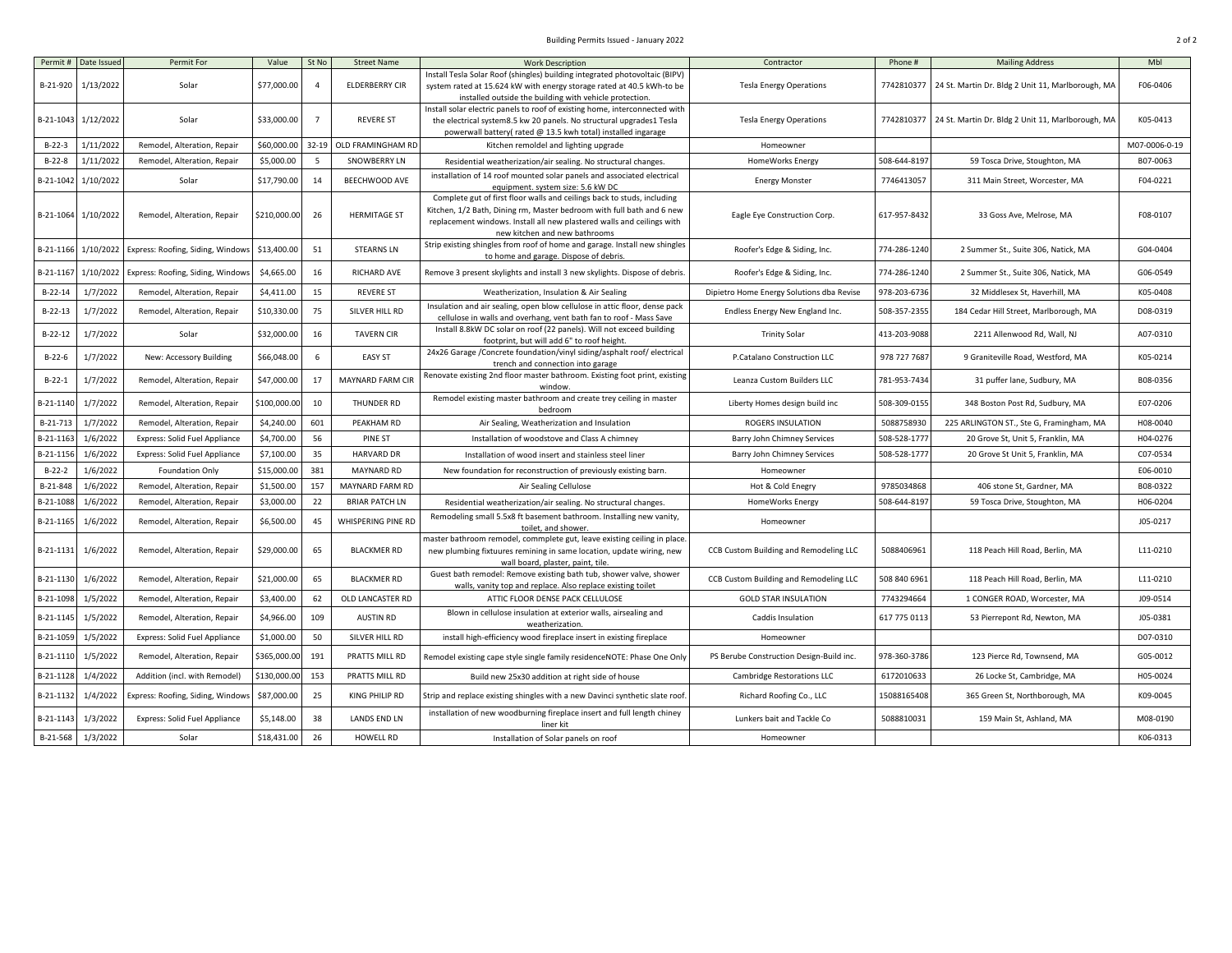| Permit # | Date Issued | Permit For | Value | St No | Street Name | Work Description | Contractor | Phone # | Mailing Address | Mbl |
|---|---|---|---|---|---|---|---|---|---|---|
| B-21-920 | 1/13/2022 | Solar | $77,000.00 | 4 | ELDERBERRY CIR | Install Tesla Solar Roof (shingles) building integrated photovoltaic (BIPV) system rated at 15.624 kW with energy storage rated at 40.5 kWh-to be installed outside the building with vehicle protection. | Tesla Energy Operations | 7742810377 | 24 St. Martin Dr. Bldg 2 Unit 11, Marlborough, MA | F06-0406 |
| B-21-1043 | 1/12/2022 | Solar | $33,000.00 | 7 | REVERE ST | Install solar electric panels to roof of existing home, interconnected with the electrical system8.5 kw 20 panels. No structural upgrades1 Tesla powerwall battery( rated @ 13.5 kwh total) installed ingarage | Tesla Energy Operations | 7742810377 | 24 St. Martin Dr. Bldg 2 Unit 11, Marlborough, MA | K05-0413 |
| B-22-3 | 1/11/2022 | Remodel, Alteration, Repair | $60,000.00 | 32-19 | OLD FRAMINGHAM RD | Kitchen remoldel and lighting upgrade | Homeowner | | | M07-0006-0-19 |
| B-22-8 | 1/11/2022 | Remodel, Alteration, Repair | $5,000.00 | 5 | SNOWBERRY LN | Residential weatherization/air sealing. No structural changes. | HomeWorks Energy | 508-644-8197 | 59 Tosca Drive, Stoughton, MA | B07-0063 |
| B-21-1042 | 1/10/2022 | Solar | $17,790.00 | 14 | BEECHWOOD AVE | installation of 14 roof mounted solar panels and associated electrical equipment. system size: 5.6 kW DC | Energy Monster | 7746413057 | 311 Main Street, Worcester, MA | F04-0221 |
| B-21-1064 | 1/10/2022 | Remodel, Alteration, Repair | $210,000.00 | 26 | HERMITAGE ST | Complete gut of first floor walls and ceilings back to studs, including Kitchen, 1/2 Bath, Dining rm, Master bedroom with full bath and 6 new replacement windows. Install all new plastered walls and ceilings with new kitchen and new bathrooms | Eagle Eye Construction Corp. | 617-957-8432 | 33 Goss Ave, Melrose, MA | F08-0107 |
| B-21-1166 | 1/10/2022 | Express: Roofing, Siding, Windows | $13,400.00 | 51 | STEARNS LN | Strip existing shingles from roof of home and garage. Install new shingles to home and garage. Dispose of debris. | Roofer's Edge & Siding, Inc. | 774-286-1240 | 2 Summer St., Suite 306, Natick, MA | G04-0404 |
| B-21-1167 | 1/10/2022 | Express: Roofing, Siding, Windows | $4,665.00 | 16 | RICHARD AVE | Remove 3 present skylights and install 3 new skylights. Dispose of debris. | Roofer's Edge & Siding, Inc. | 774-286-1240 | 2 Summer St., Suite 306, Natick, MA | G06-0549 |
| B-22-14 | 1/7/2022 | Remodel, Alteration, Repair | $4,411.00 | 15 | REVERE ST | Weatherization, Insulation & Air Sealing | Dipietro Home Energy Solutions dba Revise | 978-203-6736 | 32 Middlesex St, Haverhill, MA | K05-0408 |
| B-22-13 | 1/7/2022 | Remodel, Alteration, Repair | $10,330.00 | 75 | SILVER HILL RD | Insulation and air sealing, open blow cellulose in attic floor, dense pack cellulose in walls and overhang, vent bath fan to roof - Mass Save | Endless Energy New England Inc. | 508-357-2355 | 184 Cedar Hill Street, Marlborough, MA | D08-0319 |
| B-22-12 | 1/7/2022 | Solar | $32,000.00 | 16 | TAVERN CIR | Install 8.8kW DC solar on roof (22 panels). Will not exceed building footprint, but will add 6" to roof height. | Trinity Solar | 413-203-9088 | 2211 Allenwood Rd, Wall, NJ | A07-0310 |
| B-22-6 | 1/7/2022 | New: Accessory Building | $66,048.00 | 6 | EASY ST | 24x26 Garage /Concrete foundation/vinyl siding/asphalt roof/ electrical trench and connection into garage | P.Catalano Construction LLC | 978 727 7687 | 9 Graniteville Road, Westford, MA | K05-0214 |
| B-22-1 | 1/7/2022 | Remodel, Alteration, Repair | $47,000.00 | 17 | MAYNARD FARM CIR | Renovate existing 2nd floor master bathroom. Existing foot print, existing window. | Leanza Custom Builders LLC | 781-953-7434 | 31 puffer lane, Sudbury, MA | B08-0356 |
| B-21-1140 | 1/7/2022 | Remodel, Alteration, Repair | $100,000.00 | 10 | THUNDER RD | Remodel existing master bathroom and create trey ceiling in master bedroom | Liberty Homes design build inc | 508-309-0155 | 348 Boston Post Rd, Sudbury, MA | E07-0206 |
| B-21-713 | 1/7/2022 | Remodel, Alteration, Repair | $4,240.00 | 601 | PEAKHAM RD | Air Sealing, Weatherization and Insulation | ROGERS INSULATION | 5088758930 | 225 ARLINGTON ST., Ste G, Framingham, MA | H08-0040 |
| B-21-1163 | 1/6/2022 | Express: Solid Fuel Appliance | $4,700.00 | 56 | PINE ST | Installation of woodstove and Class A chimney | Barry John Chimney Services | 508-528-1777 | 20 Grove St, Unit 5, Franklin, MA | H04-0276 |
| B-21-1156 | 1/6/2022 | Express: Solid Fuel Appliance | $7,100.00 | 35 | HARVARD DR | Installation of wood insert and stainless steel liner | Barry John Chimney Services | 508-528-1777 | 20 Grove St Unit 5, Franklin, MA | C07-0534 |
| B-22-2 | 1/6/2022 | Foundation Only | $15,000.00 | 381 | MAYNARD RD | New foundation for reconstruction of previously existing barn. | Homeowner | | | E06-0010 |
| B-21-848 | 1/6/2022 | Remodel, Alteration, Repair | $1,500.00 | 157 | MAYNARD FARM RD | Air Sealing Cellulose | Hot & Cold Enegry | 9785034868 | 406 stone St, Gardner, MA | B08-0322 |
| B-21-1088 | 1/6/2022 | Remodel, Alteration, Repair | $3,000.00 | 22 | BRIAR PATCH LN | Residential weatherization/air sealing. No structural changes. | HomeWorks Energy | 508-644-8197 | 59 Tosca Drive, Stoughton, MA | H06-0204 |
| B-21-1165 | 1/6/2022 | Remodel, Alteration, Repair | $6,500.00 | 45 | WHISPERING PINE RD | Remodeling small 5.5x8 ft basement bathroom. Installing new vanity, toilet, and shower. | Homeowner | | | J05-0217 |
| B-21-1131 | 1/6/2022 | Remodel, Alteration, Repair | $29,000.00 | 65 | BLACKMER RD | master bathroom remodel, commplete gut, leave existing ceiling in place. new plumbing fixtuures remining in same location, update wiring, new wall board, plaster, paint, tile. | CCB Custom Building and Remodeling LLC | 5088406961 | 118 Peach Hill Road, Berlin, MA | L11-0210 |
| B-21-1130 | 1/6/2022 | Remodel, Alteration, Repair | $21,000.00 | 65 | BLACKMER RD | Guest bath remodel: Remove existing bath tub, shower valve, shower walls, vanity top and replace. Also replace existing toilet | CCB Custom Building and Remodeling LLC | 508 840 6961 | 118 Peach Hill Road, Berlin, MA | L11-0210 |
| B-21-1098 | 1/5/2022 | Remodel, Alteration, Repair | $3,400.00 | 62 | OLD LANCASTER RD | ATTIC FLOOR DENSE PACK CELLULOSE | GOLD STAR INSULATION | 7743294664 | 1 CONGER ROAD, Worcester, MA | J09-0514 |
| B-21-1145 | 1/5/2022 | Remodel, Alteration, Repair | $4,966.00 | 109 | AUSTIN RD | Blown in cellulose insulation at exterior walls, airsealing and weatherization. | Caddis Insulation | 617 775 0113 | 53 Pierrepont Rd, Newton, MA | J05-0381 |
| B-21-1059 | 1/5/2022 | Express: Solid Fuel Appliance | $1,000.00 | 50 | SILVER HILL RD | install high-efficiency wood fireplace insert in existing fireplace | Homeowner | | | D07-0310 |
| B-21-1110 | 1/5/2022 | Remodel, Alteration, Repair | $365,000.00 | 191 | PRATTS MILL RD | Remodel existing cape style single family residenceNOTE: Phase One Only | PS Berube Construction Design-Build inc. | 978-360-3786 | 123 Pierce Rd, Townsend, MA | G05-0012 |
| B-21-1128 | 1/4/2022 | Addition (incl. with Remodel) | $130,000.00 | 153 | PRATTS MILL RD | Build new 25x30 addition at right side of house | Cambridge Restorations LLC | 6172010633 | 26 Locke St, Cambridge, MA | H05-0024 |
| B-21-1132 | 1/4/2022 | Express: Roofing, Siding, Windows | $87,000.00 | 25 | KING PHILIP RD | Strip and replace existing shingles with a new Davinci synthetic slate roof. | Richard Roofing Co., LLC | 15088165408 | 365 Green St, Northborough, MA | K09-0045 |
| B-21-1143 | 1/3/2022 | Express: Solid Fuel Appliance | $5,148.00 | 38 | LANDS END LN | installation of new woodburning fireplace insert and full length chiney liner kit | Lunkers bait and Tackle Co | 5088810031 | 159 Main St, Ashland, MA | M08-0190 |
| B-21-568 | 1/3/2022 | Solar | $18,431.00 | 26 | HOWELL RD | Installation of Solar panels on roof | Homeowner | | | K06-0313 |